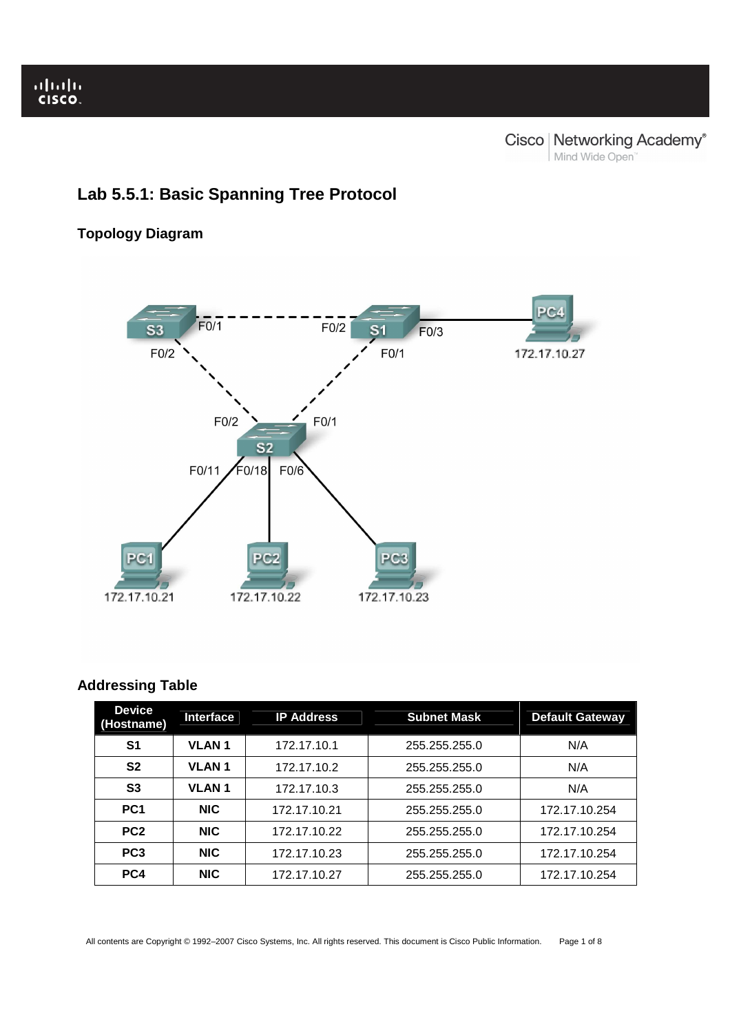# Lab 5.5.1: Basic Spanning Tree Protocol

## Topology Diagram

## Addressing Table

| Device (Hostname) | Interface | IP Address | Subnet Mask | Default Gateway |
|---|---|---|---|---|
| S1 | VLAN 1 | 172.17.10.1 | 255.255.255.0 | N/A |
| S2 | VLAN 1 | 172.17.10.2 | 255.255.255.0 | N/A |
| S3 | VLAN 1 | 172.17.10.3 | 255.255.255.0 | N/A |
| PC1 | NIC | 172.17.10.21 | 255.255.255.0 | 172.17.10.254 |
| PC2 | NIC | 172.17.10.22 | 255.255.255.0 | 172.17.10.254 |
| PC3 | NIC | 172.17.10.23 | 255.255.255.0 | 172.17.10.254 |
| PC4 | NIC | 172.17.10.27 | 255.255.255.0 | 172.17.10.254 |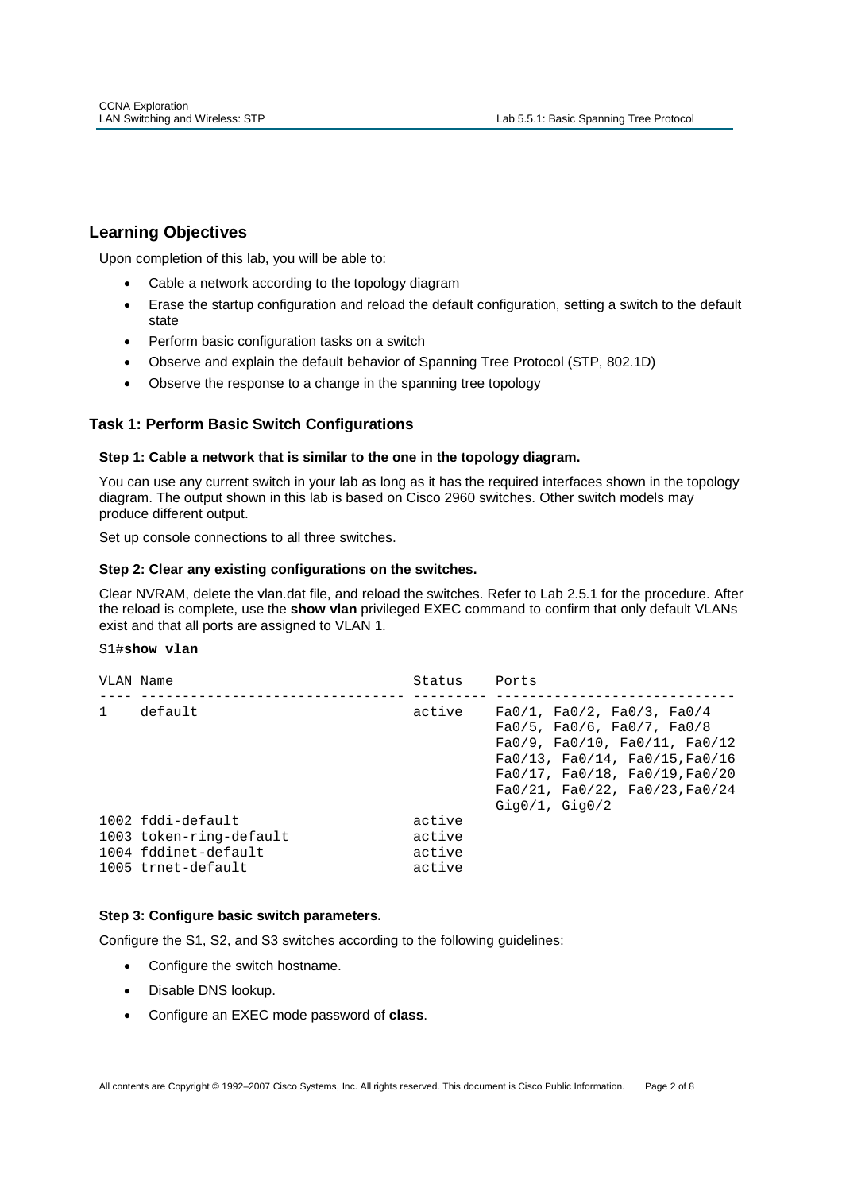## Learning Objectives

Upon completion of this lab, you will be able to:

- Cable a network according to the topology diagram
- Erase the startup configuration and reload the default configuration, setting a switch to the default state
- Perform basic configuration tasks on a switch
- Observe and explain the default behavior of Spanning Tree Protocol (STP, 802.1D)
- Observe the response to a change in the spanning tree topology

## Task 1: Perform Basic Switch Configurations

### Step 1: Cable a network that is similar to the one in the topology diagram.

You can use any current switch in your lab as long as it has the required interfaces shown in the topology diagram. The output shown in this lab is based on Cisco 2960 switches. Other switch models may produce different output.

Set up console connections to all three switches.

### Step 2: Clear any existing configurations on the switches.

Clear NVRAM, delete the vlan.dat file, and reload the switches. Refer to Lab 2.5.1 for the procedure. After the reload is complete, use the **show vlan** privileged EXEC command to confirm that only default VLANs exist and that all ports are assigned to VLAN 1.

```
S1#show vlan

VLAN Name                             Status    Ports
---- -------------------------------- --------- -----------------------------
1    default                          active    Fa0/1, Fa0/2, Fa0/3, Fa0/4
                                                Fa0/5, Fa0/6, Fa0/7, Fa0/8
                                                Fa0/9, Fa0/10, Fa0/11, Fa0/12
                                                Fa0/13, Fa0/14, Fa0/15,Fa0/16
                                                Fa0/17, Fa0/18, Fa0/19,Fa0/20
                                                Fa0/21, Fa0/22, Fa0/23,Fa0/24
                                                Gig0/1, Gig0/2
1002 fddi-default                     active
1003 token-ring-default               active
1004 fddinet-default                  active
1005 trnet-default                    active
```

### Step 3: Configure basic switch parameters.

Configure the S1, S2, and S3 switches according to the following guidelines:

- Configure the switch hostname.
- Disable DNS lookup.
- Configure an EXEC mode password of **class**.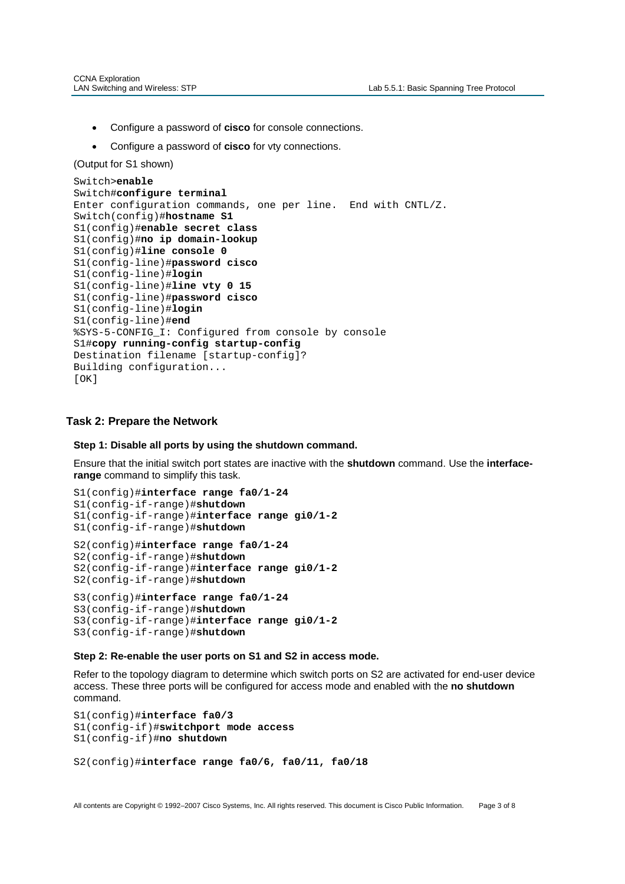- Configure a password of **cisco** for console connections.
- Configure a password of **cisco** for vty connections.

(Output for S1 shown)

```
Switch>enable
Switch#configure terminal
Enter configuration commands, one per line.  End with CNTL/Z.
Switch(config)#hostname S1
S1(config)#enable secret class
S1(config)#no ip domain-lookup
S1(config)#line console 0
S1(config-line)#password cisco
S1(config-line)#login
S1(config-line)#line vty 0 15
S1(config-line)#password cisco
S1(config-line)#login
S1(config-line)#end
%SYS-5-CONFIG_I: Configured from console by console
S1#copy running-config startup-config
Destination filename [startup-config]?
Building configuration...
[OK]
```

## Task 2: Prepare the Network

### Step 1: Disable all ports by using the shutdown command.

Ensure that the initial switch port states are inactive with the **shutdown** command. Use the **interface-range** command to simplify this task.

```
S1(config)#interface range fa0/1-24
S1(config-if-range)#shutdown
S1(config-if-range)#interface range gi0/1-2
S1(config-if-range)#shutdown
```

```
S2(config)#interface range fa0/1-24
S2(config-if-range)#shutdown
S2(config-if-range)#interface range gi0/1-2
S2(config-if-range)#shutdown
```

```
S3(config)#interface range fa0/1-24
S3(config-if-range)#shutdown
S3(config-if-range)#interface range gi0/1-2
S3(config-if-range)#shutdown
```

### Step 2: Re-enable the user ports on S1 and S2 in access mode.

Refer to the topology diagram to determine which switch ports on S2 are activated for end-user device access. These three ports will be configured for access mode and enabled with the **no shutdown** command.

```
S1(config)#interface fa0/3
S1(config-if)#switchport mode access
S1(config-if)#no shutdown
```

```
S2(config)#interface range fa0/6, fa0/11, fa0/18
```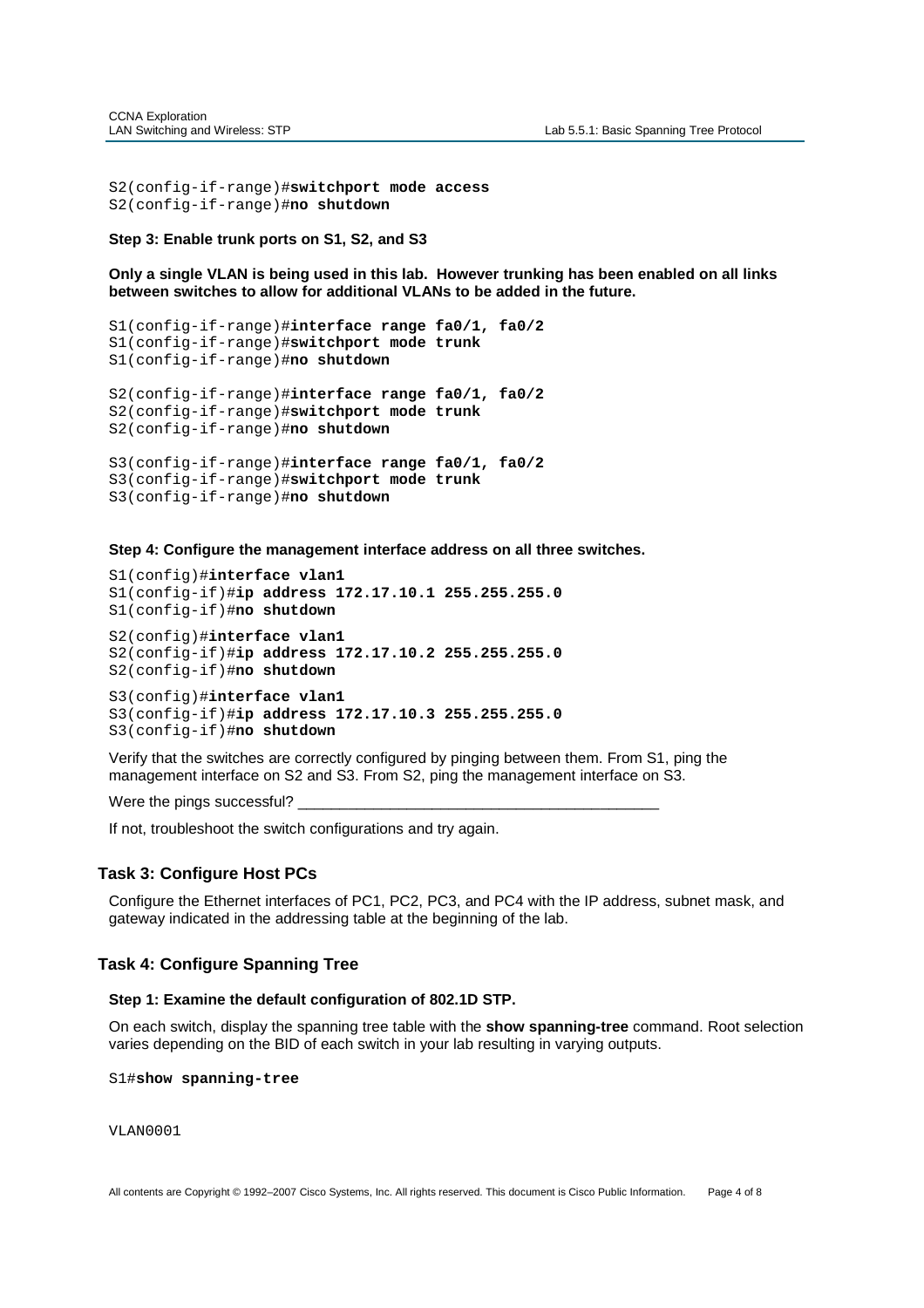```
S2(config-if-range)#switchport mode access
S2(config-if-range)#no shutdown
```

**Step 3: Enable trunk ports on S1, S2, and S3**

**Only a single VLAN is being used in this lab. However trunking has been enabled on all links between switches to allow for additional VLANs to be added in the future.**

```
S1(config-if-range)#interface range fa0/1, fa0/2
S1(config-if-range)#switchport mode trunk
S1(config-if-range)#no shutdown

S2(config-if-range)#interface range fa0/1, fa0/2
S2(config-if-range)#switchport mode trunk
S2(config-if-range)#no shutdown

S3(config-if-range)#interface range fa0/1, fa0/2
S3(config-if-range)#switchport mode trunk
S3(config-if-range)#no shutdown
```

**Step 4: Configure the management interface address on all three switches.**

```
S1(config)#interface vlan1
S1(config-if)#ip address 172.17.10.1 255.255.255.0
S1(config-if)#no shutdown

S2(config)#interface vlan1
S2(config-if)#ip address 172.17.10.2 255.255.255.0
S2(config-if)#no shutdown

S3(config)#interface vlan1
S3(config-if)#ip address 172.17.10.3 255.255.255.0
S3(config-if)#no shutdown
```

Verify that the switches are correctly configured by pinging between them. From S1, ping the management interface on S2 and S3. From S2, ping the management interface on S3.

Were the pings successful? ___________________________________________

If not, troubleshoot the switch configurations and try again.

## Task 3: Configure Host PCs

Configure the Ethernet interfaces of PC1, PC2, PC3, and PC4 with the IP address, subnet mask, and gateway indicated in the addressing table at the beginning of the lab.

## Task 4: Configure Spanning Tree

**Step 1: Examine the default configuration of 802.1D STP.**

On each switch, display the spanning tree table with the **show spanning-tree** command. Root selection varies depending on the BID of each switch in your lab resulting in varying outputs.

```
S1#show spanning-tree


VLAN0001
```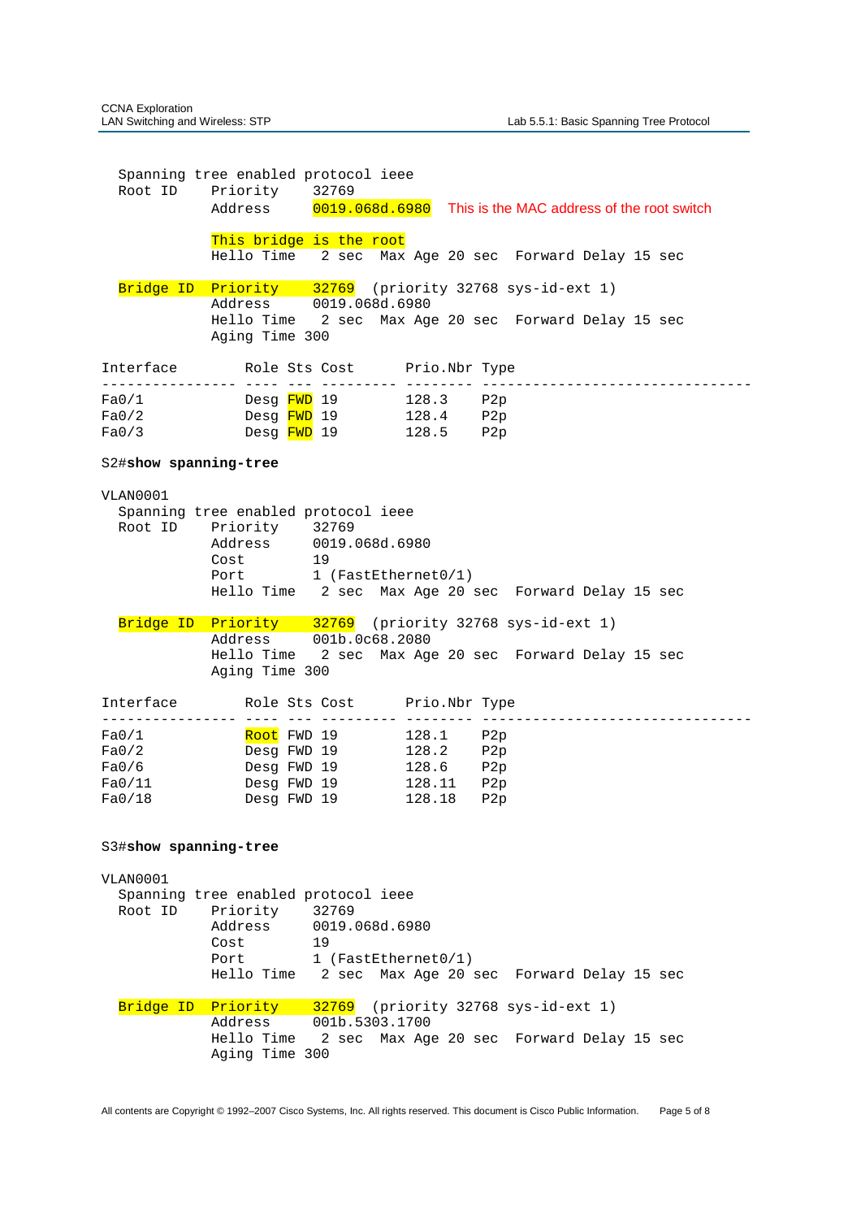```
  Spanning tree enabled protocol ieee
  Root ID    Priority    32769
             Address     0019.068d.6980   This is the MAC address of the root switch

             This bridge is the root
             Hello Time   2 sec  Max Age 20 sec  Forward Delay 15 sec

  Bridge ID  Priority    32769  (priority 32768 sys-id-ext 1)
             Address     0019.068d.6980
             Hello Time   2 sec  Max Age 20 sec  Forward Delay 15 sec
             Aging Time 300

Interface        Role Sts Cost      Prio.Nbr Type
---------------- ---- --- --------- -------- --------------------------------
Fa0/1            Desg FWD 19        128.3    P2p
Fa0/2            Desg FWD 19        128.4    P2p
Fa0/3            Desg FWD 19        128.5    P2p
```

```
S2#show spanning-tree

VLAN0001
  Spanning tree enabled protocol ieee
  Root ID    Priority    32769
             Address     0019.068d.6980
             Cost        19
             Port        1 (FastEthernet0/1)
             Hello Time   2 sec  Max Age 20 sec  Forward Delay 15 sec

  Bridge ID  Priority    32769  (priority 32768 sys-id-ext 1)
             Address     001b.0c68.2080
             Hello Time   2 sec  Max Age 20 sec  Forward Delay 15 sec
             Aging Time 300

Interface        Role Sts Cost      Prio.Nbr Type
---------------- ---- --- --------- -------- --------------------------------
Fa0/1            Root FWD 19        128.1    P2p
Fa0/2            Desg FWD 19        128.2    P2p
Fa0/6            Desg FWD 19        128.6    P2p
Fa0/11           Desg FWD 19        128.11   P2p
Fa0/18           Desg FWD 19        128.18   P2p
```

```
S3#show spanning-tree

VLAN0001
  Spanning tree enabled protocol ieee
  Root ID    Priority    32769
             Address     0019.068d.6980
             Cost        19
             Port        1 (FastEthernet0/1)
             Hello Time   2 sec  Max Age 20 sec  Forward Delay 15 sec

  Bridge ID  Priority    32769  (priority 32768 sys-id-ext 1)
             Address     001b.5303.1700
             Hello Time   2 sec  Max Age 20 sec  Forward Delay 15 sec
             Aging Time 300
```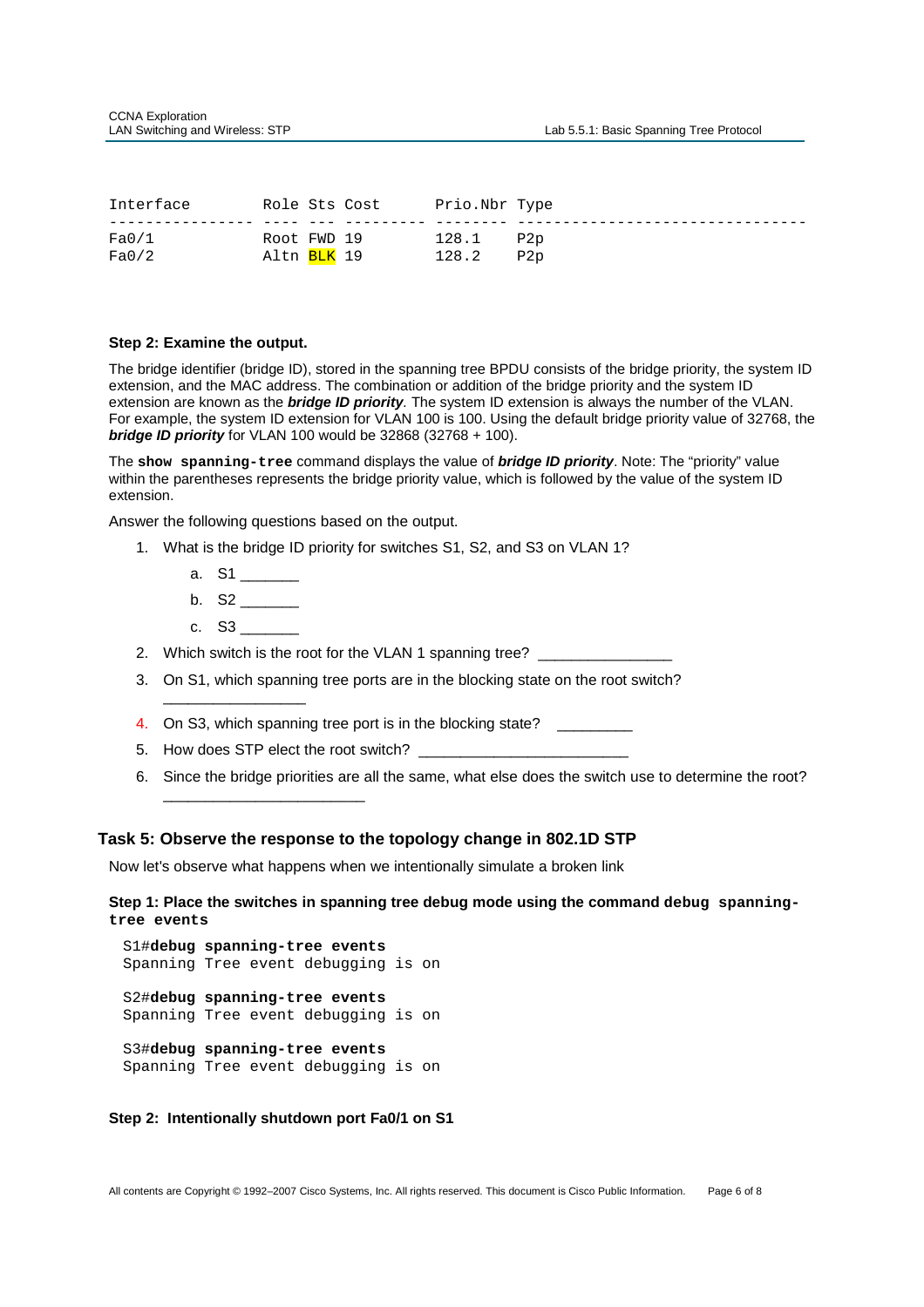```
Interface        Role Sts Cost      Prio.Nbr Type
---------------- ---- --- --------- -------- --------------------------------
Fa0/1            Root FWD 19        128.1    P2p
Fa0/2            Altn BLK 19        128.2    P2p
```

### Step 2: Examine the output.

The bridge identifier (bridge ID), stored in the spanning tree BPDU consists of the bridge priority, the system ID extension, and the MAC address. The combination or addition of the bridge priority and the system ID extension are known as the ***bridge ID priority***. The system ID extension is always the number of the VLAN. For example, the system ID extension for VLAN 100 is 100. Using the default bridge priority value of 32768, the ***bridge ID priority*** for VLAN 100 would be 32868 (32768 + 100).

The **`show spanning-tree`** command displays the value of ***bridge ID priority***. Note: The "priority" value within the parentheses represents the bridge priority value, which is followed by the value of the system ID extension.

Answer the following questions based on the output.

1. What is the bridge ID priority for switches S1, S2, and S3 on VLAN 1?
   a. S1 _______
   b. S2 _______
   c. S3 _______
2. Which switch is the root for the VLAN 1 spanning tree? ________________
3. On S1, which spanning tree ports are in the blocking state on the root switch? _________________
4. On S3, which spanning tree port is in the blocking state? _________
5. How does STP elect the root switch? _________________________
6. Since the bridge priorities are all the same, what else does the switch use to determine the root? ________________________

## Task 5: Observe the response to the topology change in 802.1D STP

Now let's observe what happens when we intentionally simulate a broken link

### Step 1: Place the switches in spanning tree debug mode using the command debug spanning-tree events

```
S1#debug spanning-tree events
Spanning Tree event debugging is on

S2#debug spanning-tree events
Spanning Tree event debugging is on

S3#debug spanning-tree events
Spanning Tree event debugging is on
```

### Step 2: Intentionally shutdown port Fa0/1 on S1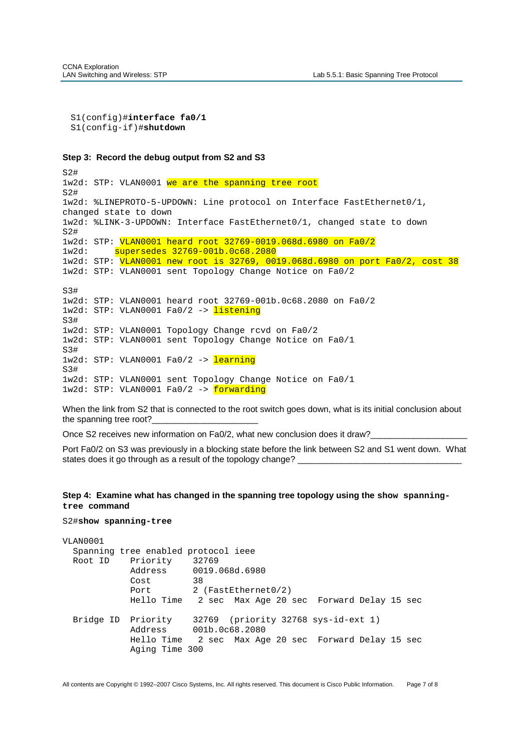```
S1(config)#interface fa0/1
S1(config-if)#shutdown
```

**Step 3: Record the debug output from S2 and S3**

```
S2#
1w2d: STP: VLAN0001 we are the spanning tree root
S2#
1w2d: %LINEPROTO-5-UPDOWN: Line protocol on Interface FastEthernet0/1,
changed state to down
1w2d: %LINK-3-UPDOWN: Interface FastEthernet0/1, changed state to down
S2#
1w2d: STP: VLAN0001 heard root 32769-0019.068d.6980 on Fa0/2
1w2d:      supersedes 32769-001b.0c68.2080
1w2d: STP: VLAN0001 new root is 32769, 0019.068d.6980 on port Fa0/2, cost 38
1w2d: STP: VLAN0001 sent Topology Change Notice on Fa0/2

S3#
1w2d: STP: VLAN0001 heard root 32769-001b.0c68.2080 on Fa0/2
1w2d: STP: VLAN0001 Fa0/2 -> listening
S3#
1w2d: STP: VLAN0001 Topology Change rcvd on Fa0/2
1w2d: STP: VLAN0001 sent Topology Change Notice on Fa0/1
S3#
1w2d: STP: VLAN0001 Fa0/2 -> learning
S3#
1w2d: STP: VLAN0001 sent Topology Change Notice on Fa0/1
1w2d: STP: VLAN0001 Fa0/2 -> forwarding
```

When the link from S2 that is connected to the root switch goes down, what is its initial conclusion about the spanning tree root?_____________________

Once S2 receives new information on Fa0/2, what new conclusion does it draw?___________________

Port Fa0/2 on S3 was previously in a blocking state before the link between S2 and S1 went down. What states does it go through as a result of the topology change? _________________________________

**Step 4: Examine what has changed in the spanning tree topology using the `show spanning-tree` command**

```
S2#show spanning-tree

VLAN0001
  Spanning tree enabled protocol ieee
  Root ID    Priority    32769
             Address     0019.068d.6980
             Cost        38
             Port        2 (FastEthernet0/2)
             Hello Time   2 sec  Max Age 20 sec  Forward Delay 15 sec

  Bridge ID  Priority    32769  (priority 32768 sys-id-ext 1)
             Address     001b.0c68.2080
             Hello Time   2 sec  Max Age 20 sec  Forward Delay 15 sec
             Aging Time 300
```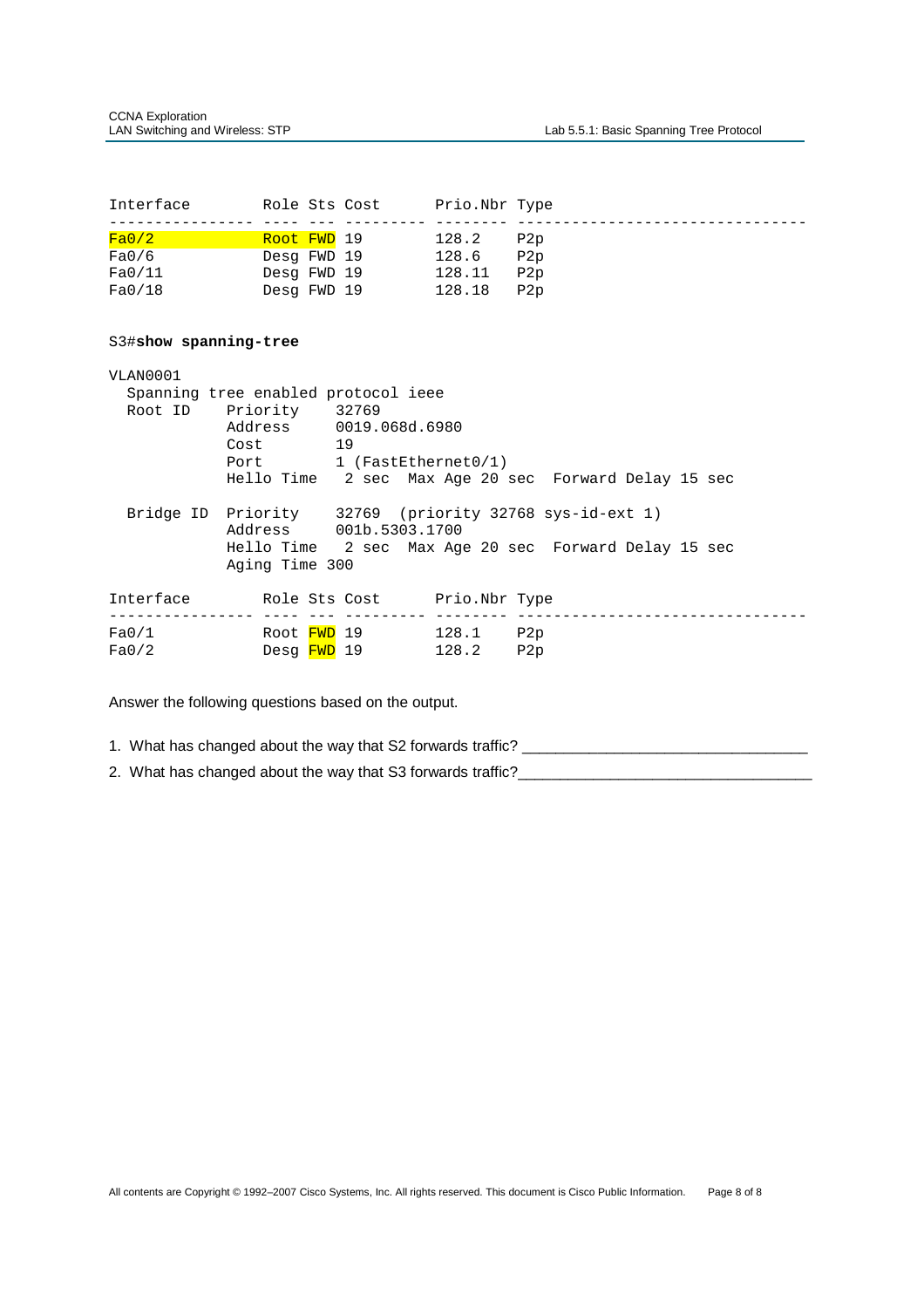```
Interface        Role Sts Cost      Prio.Nbr Type
---------------- ---- --- --------- -------- --------------------------------
Fa0/2            Root FWD 19        128.2    P2p
Fa0/6            Desg FWD 19        128.6    P2p
Fa0/11           Desg FWD 19        128.11   P2p
Fa0/18           Desg FWD 19        128.18   P2p
```

```
S3#show spanning-tree

VLAN0001
  Spanning tree enabled protocol ieee
  Root ID    Priority    32769
             Address     0019.068d.6980
             Cost        19
             Port        1 (FastEthernet0/1)
             Hello Time   2 sec  Max Age 20 sec  Forward Delay 15 sec

  Bridge ID  Priority    32769  (priority 32768 sys-id-ext 1)
             Address     001b.5303.1700
             Hello Time   2 sec  Max Age 20 sec  Forward Delay 15 sec
             Aging Time 300

Interface        Role Sts Cost      Prio.Nbr Type
---------------- ---- --- --------- -------- --------------------------------
Fa0/1            Root FWD 19        128.1    P2p
Fa0/2            Desg FWD 19        128.2    P2p
```

Answer the following questions based on the output.

1. What has changed about the way that S2 forwards traffic? ________________________________

2. What has changed about the way that S3 forwards traffic?________________________________